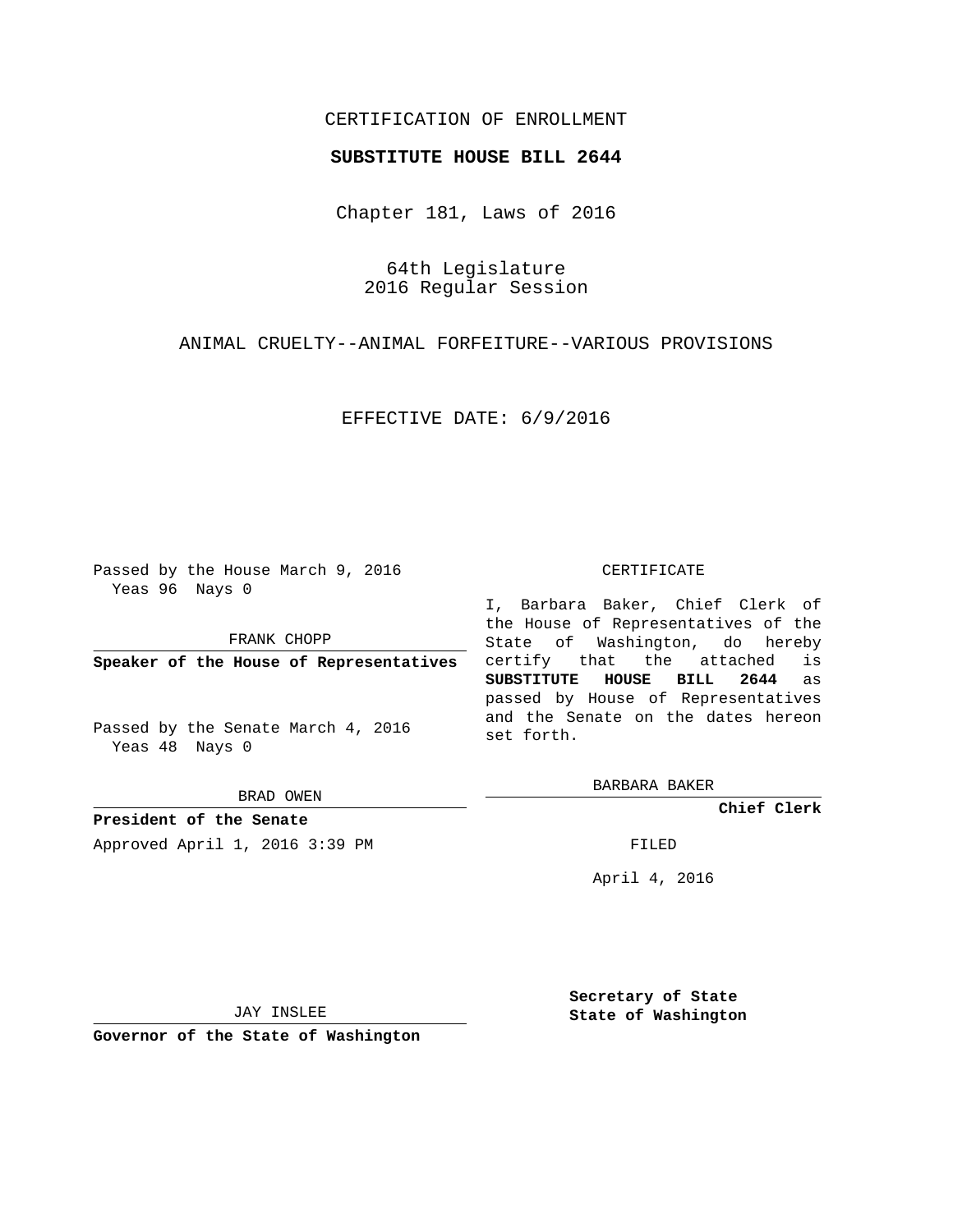CERTIFICATION OF ENROLLMENT

**SUBSTITUTE HOUSE BILL 2644**

Chapter 181, Laws of 2016

64th Legislature
2016 Regular Session

ANIMAL CRUELTY--ANIMAL FORFEITURE--VARIOUS PROVISIONS

EFFECTIVE DATE: 6/9/2016

Passed by the House March 9, 2016
Yeas 96 Nays 0

FRANK CHOPP

**Speaker of the House of Representatives**

Passed by the Senate March 4, 2016
Yeas 48 Nays 0

BRAD OWEN

**President of the Senate**

Approved April 1, 2016 3:39 PM

JAY INSLEE

**Governor of the State of Washington**

CERTIFICATE

I, Barbara Baker, Chief Clerk of the House of Representatives of the State of Washington, do hereby certify that the attached is **SUBSTITUTE HOUSE BILL 2644** as passed by House of Representatives and the Senate on the dates hereon set forth.

BARBARA BAKER

**Chief Clerk**

FILED

April 4, 2016

**Secretary of State**
**State of Washington**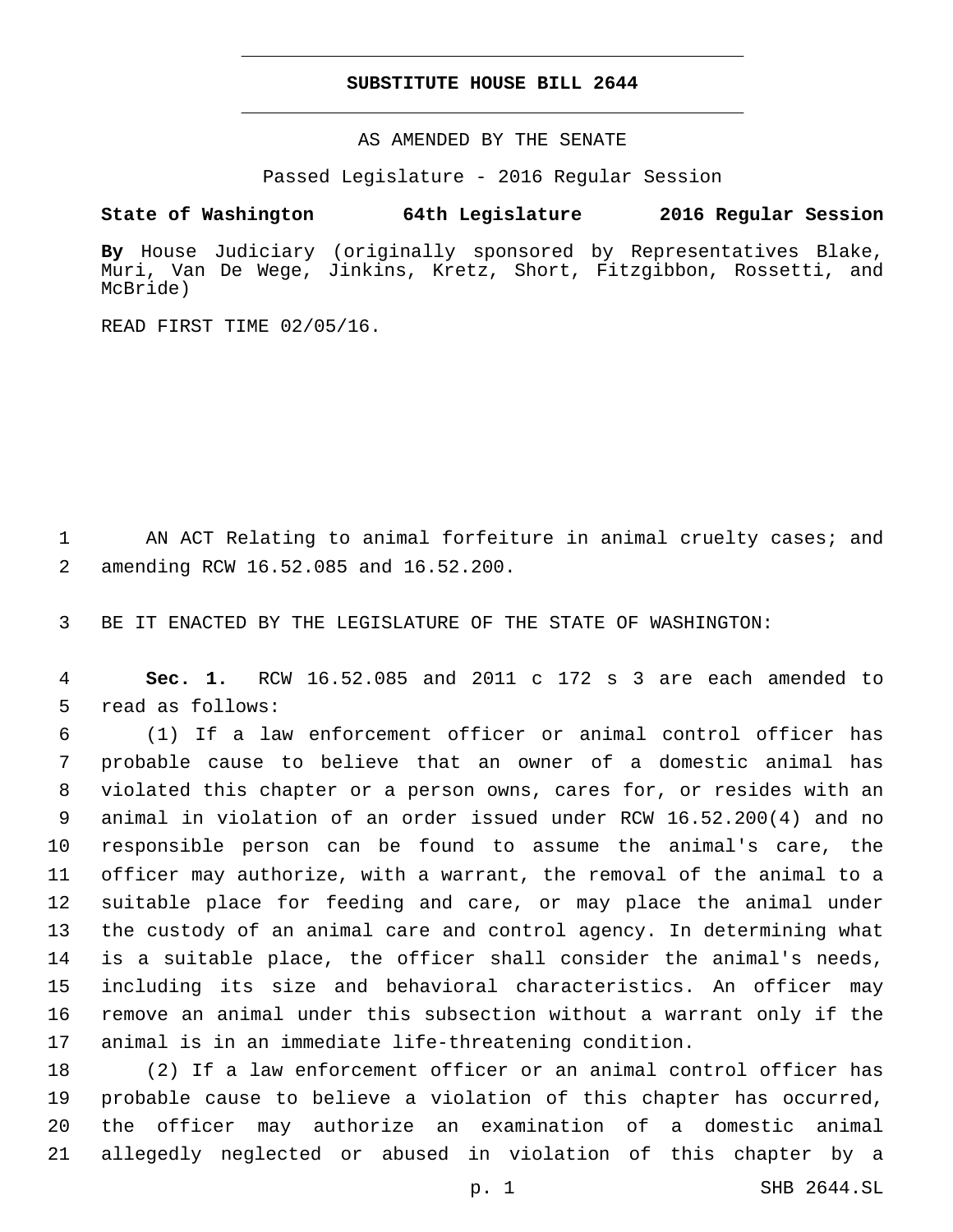# SUBSTITUTE HOUSE BILL 2644

AS AMENDED BY THE SENATE

Passed Legislature - 2016 Regular Session

**State of Washington 64th Legislature 2016 Regular Session**

**By** House Judiciary (originally sponsored by Representatives Blake, Muri, Van De Wege, Jinkins, Kretz, Short, Fitzgibbon, Rossetti, and McBride)

READ FIRST TIME 02/05/16.

AN ACT Relating to animal forfeiture in animal cruelty cases; and amending RCW 16.52.085 and 16.52.200.

BE IT ENACTED BY THE LEGISLATURE OF THE STATE OF WASHINGTON:

**Sec. 1.** RCW 16.52.085 and 2011 c 172 s 3 are each amended to read as follows:

(1) If a law enforcement officer or animal control officer has probable cause to believe that an owner of a domestic animal has violated this chapter or a person owns, cares for, or resides with an animal in violation of an order issued under RCW 16.52.200(4) and no responsible person can be found to assume the animal's care, the officer may authorize, with a warrant, the removal of the animal to a suitable place for feeding and care, or may place the animal under the custody of an animal care and control agency. In determining what is a suitable place, the officer shall consider the animal's needs, including its size and behavioral characteristics. An officer may remove an animal under this subsection without a warrant only if the animal is in an immediate life-threatening condition.

(2) If a law enforcement officer or an animal control officer has probable cause to believe a violation of this chapter has occurred, the officer may authorize an examination of a domestic animal allegedly neglected or abused in violation of this chapter by a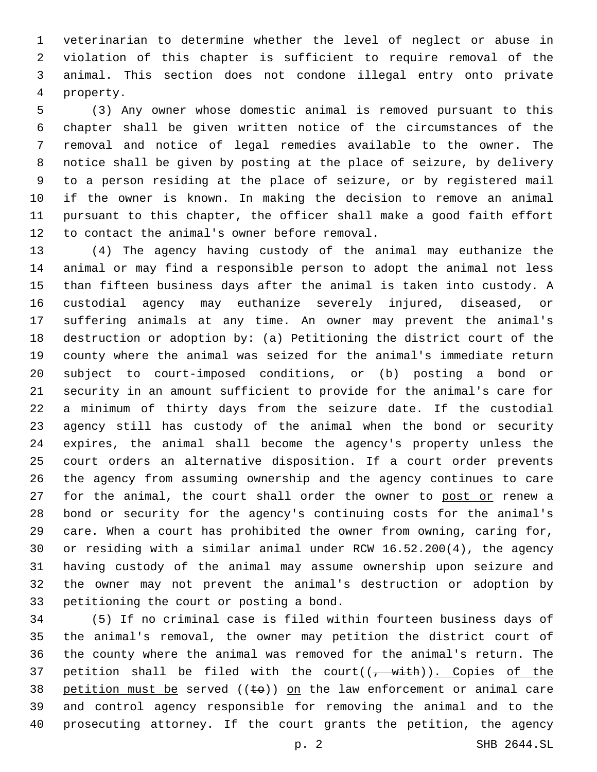veterinarian to determine whether the level of neglect or abuse in violation of this chapter is sufficient to require removal of the animal. This section does not condone illegal entry onto private property.

(3) Any owner whose domestic animal is removed pursuant to this chapter shall be given written notice of the circumstances of the removal and notice of legal remedies available to the owner. The notice shall be given by posting at the place of seizure, by delivery to a person residing at the place of seizure, or by registered mail if the owner is known. In making the decision to remove an animal pursuant to this chapter, the officer shall make a good faith effort to contact the animal's owner before removal.

(4) The agency having custody of the animal may euthanize the animal or may find a responsible person to adopt the animal not less than fifteen business days after the animal is taken into custody. A custodial agency may euthanize severely injured, diseased, or suffering animals at any time. An owner may prevent the animal's destruction or adoption by: (a) Petitioning the district court of the county where the animal was seized for the animal's immediate return subject to court-imposed conditions, or (b) posting a bond or security in an amount sufficient to provide for the animal's care for a minimum of thirty days from the seizure date. If the custodial agency still has custody of the animal when the bond or security expires, the animal shall become the agency's property unless the court orders an alternative disposition. If a court order prevents the agency from assuming ownership and the agency continues to care for the animal, the court shall order the owner to <u>post or</u> renew a bond or security for the agency's continuing costs for the animal's care. When a court has prohibited the owner from owning, caring for, or residing with a similar animal under RCW 16.52.200(4), the agency having custody of the animal may assume ownership upon seizure and the owner may not prevent the animal's destruction or adoption by petitioning the court or posting a bond.

(5) If no criminal case is filed within fourteen business days of the animal's removal, the owner may petition the district court of the county where the animal was removed for the animal's return. The petition shall be filed with the court((~~, with~~))<u>. C</u>opies <u>of the petition must be</u> served ((~~to~~)) <u>on</u> the law enforcement or animal care and control agency responsible for removing the animal and to the prosecuting attorney. If the court grants the petition, the agency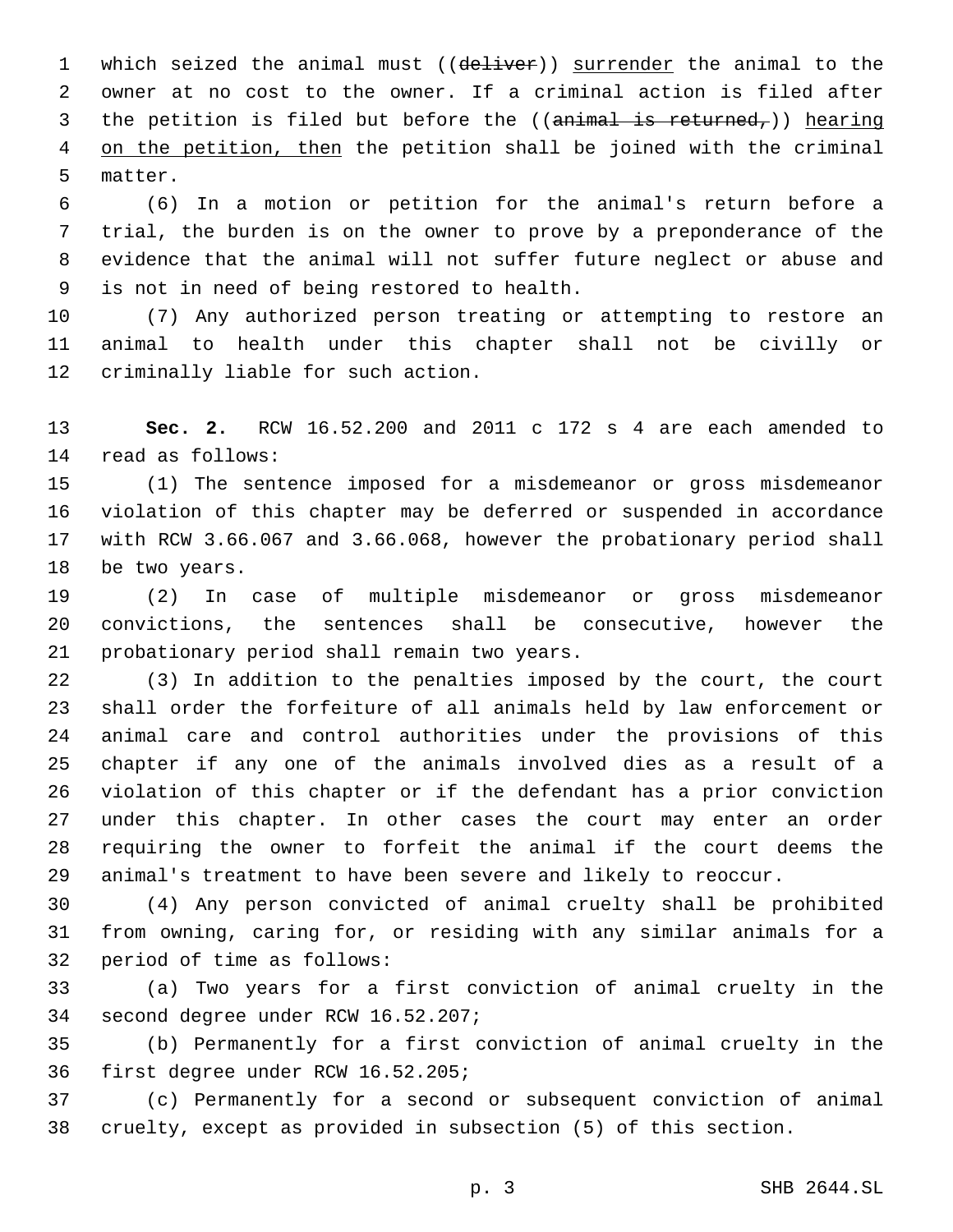which seized the animal must ((~~deliver~~)) <u>surrender</u> the animal to the owner at no cost to the owner. If a criminal action is filed after the petition is filed but before the ((~~animal is returned,~~)) <u>hearing on the petition, then</u> the petition shall be joined with the criminal matter.

(6) In a motion or petition for the animal's return before a trial, the burden is on the owner to prove by a preponderance of the evidence that the animal will not suffer future neglect or abuse and is not in need of being restored to health.

(7) Any authorized person treating or attempting to restore an animal to health under this chapter shall not be civilly or criminally liable for such action.

**Sec. 2.** RCW 16.52.200 and 2011 c 172 s 4 are each amended to read as follows:

(1) The sentence imposed for a misdemeanor or gross misdemeanor violation of this chapter may be deferred or suspended in accordance with RCW 3.66.067 and 3.66.068, however the probationary period shall be two years.

(2) In case of multiple misdemeanor or gross misdemeanor convictions, the sentences shall be consecutive, however the probationary period shall remain two years.

(3) In addition to the penalties imposed by the court, the court shall order the forfeiture of all animals held by law enforcement or animal care and control authorities under the provisions of this chapter if any one of the animals involved dies as a result of a violation of this chapter or if the defendant has a prior conviction under this chapter. In other cases the court may enter an order requiring the owner to forfeit the animal if the court deems the animal's treatment to have been severe and likely to reoccur.

(4) Any person convicted of animal cruelty shall be prohibited from owning, caring for, or residing with any similar animals for a period of time as follows:

(a) Two years for a first conviction of animal cruelty in the second degree under RCW 16.52.207;

(b) Permanently for a first conviction of animal cruelty in the first degree under RCW 16.52.205;

(c) Permanently for a second or subsequent conviction of animal cruelty, except as provided in subsection (5) of this section.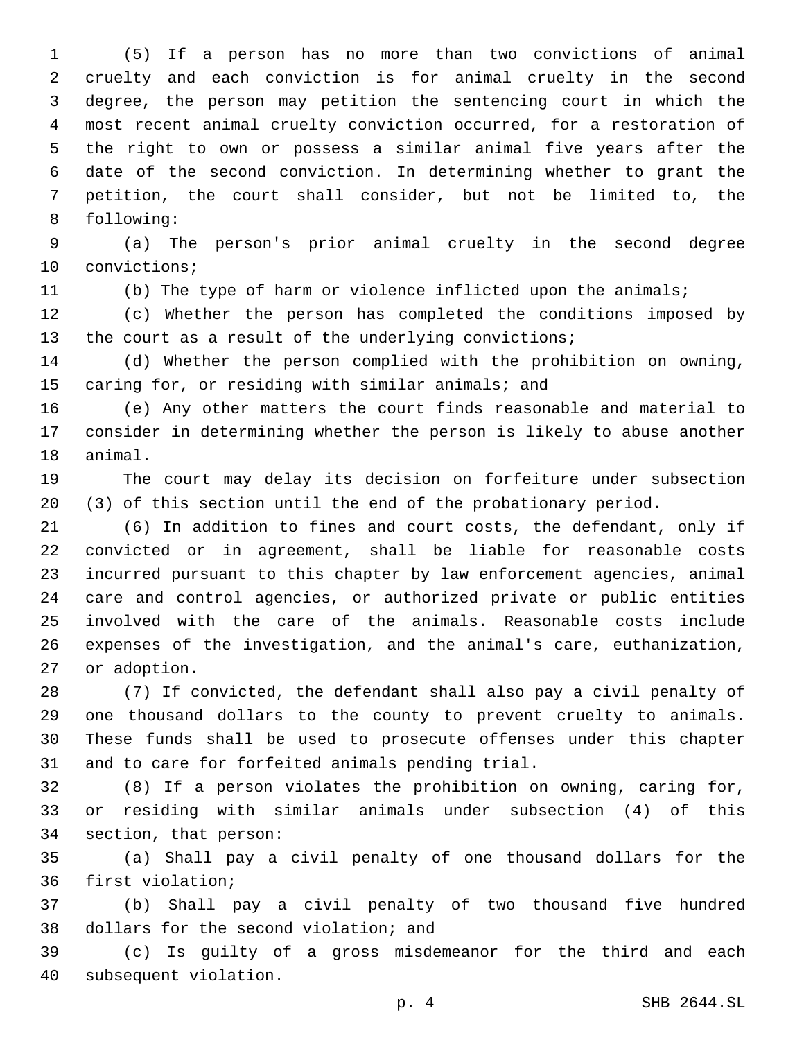(5) If a person has no more than two convictions of animal cruelty and each conviction is for animal cruelty in the second degree, the person may petition the sentencing court in which the most recent animal cruelty conviction occurred, for a restoration of the right to own or possess a similar animal five years after the date of the second conviction. In determining whether to grant the petition, the court shall consider, but not be limited to, the following:

(a) The person's prior animal cruelty in the second degree convictions;

(b) The type of harm or violence inflicted upon the animals;

(c) Whether the person has completed the conditions imposed by the court as a result of the underlying convictions;

(d) Whether the person complied with the prohibition on owning, caring for, or residing with similar animals; and

(e) Any other matters the court finds reasonable and material to consider in determining whether the person is likely to abuse another animal.

The court may delay its decision on forfeiture under subsection (3) of this section until the end of the probationary period.

(6) In addition to fines and court costs, the defendant, only if convicted or in agreement, shall be liable for reasonable costs incurred pursuant to this chapter by law enforcement agencies, animal care and control agencies, or authorized private or public entities involved with the care of the animals. Reasonable costs include expenses of the investigation, and the animal's care, euthanization, or adoption.

(7) If convicted, the defendant shall also pay a civil penalty of one thousand dollars to the county to prevent cruelty to animals. These funds shall be used to prosecute offenses under this chapter and to care for forfeited animals pending trial.

(8) If a person violates the prohibition on owning, caring for, or residing with similar animals under subsection (4) of this section, that person:

(a) Shall pay a civil penalty of one thousand dollars for the first violation;

(b) Shall pay a civil penalty of two thousand five hundred dollars for the second violation; and

(c) Is guilty of a gross misdemeanor for the third and each subsequent violation.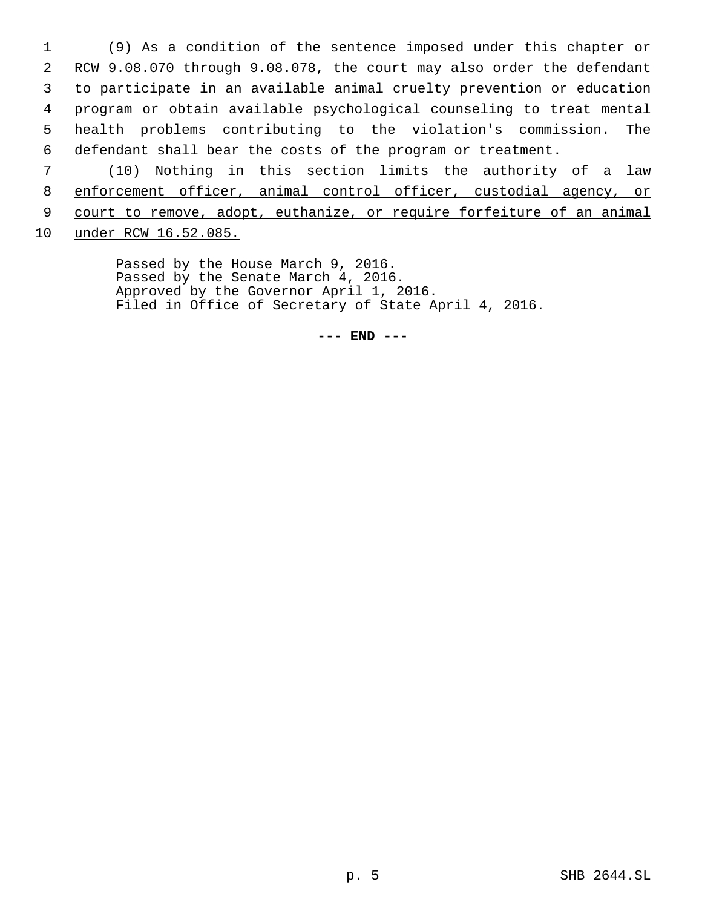(9) As a condition of the sentence imposed under this chapter or RCW 9.08.070 through 9.08.078, the court may also order the defendant to participate in an available animal cruelty prevention or education program or obtain available psychological counseling to treat mental health problems contributing to the violation's commission. The defendant shall bear the costs of the program or treatment.

<u>(10) Nothing in this section limits the authority of a law enforcement officer, animal control officer, custodial agency, or court to remove, adopt, euthanize, or require forfeiture of an animal under RCW 16.52.085.</u>

Passed by the House March 9, 2016.
Passed by the Senate March 4, 2016.
Approved by the Governor April 1, 2016.
Filed in Office of Secretary of State April 4, 2016.

**--- END ---**